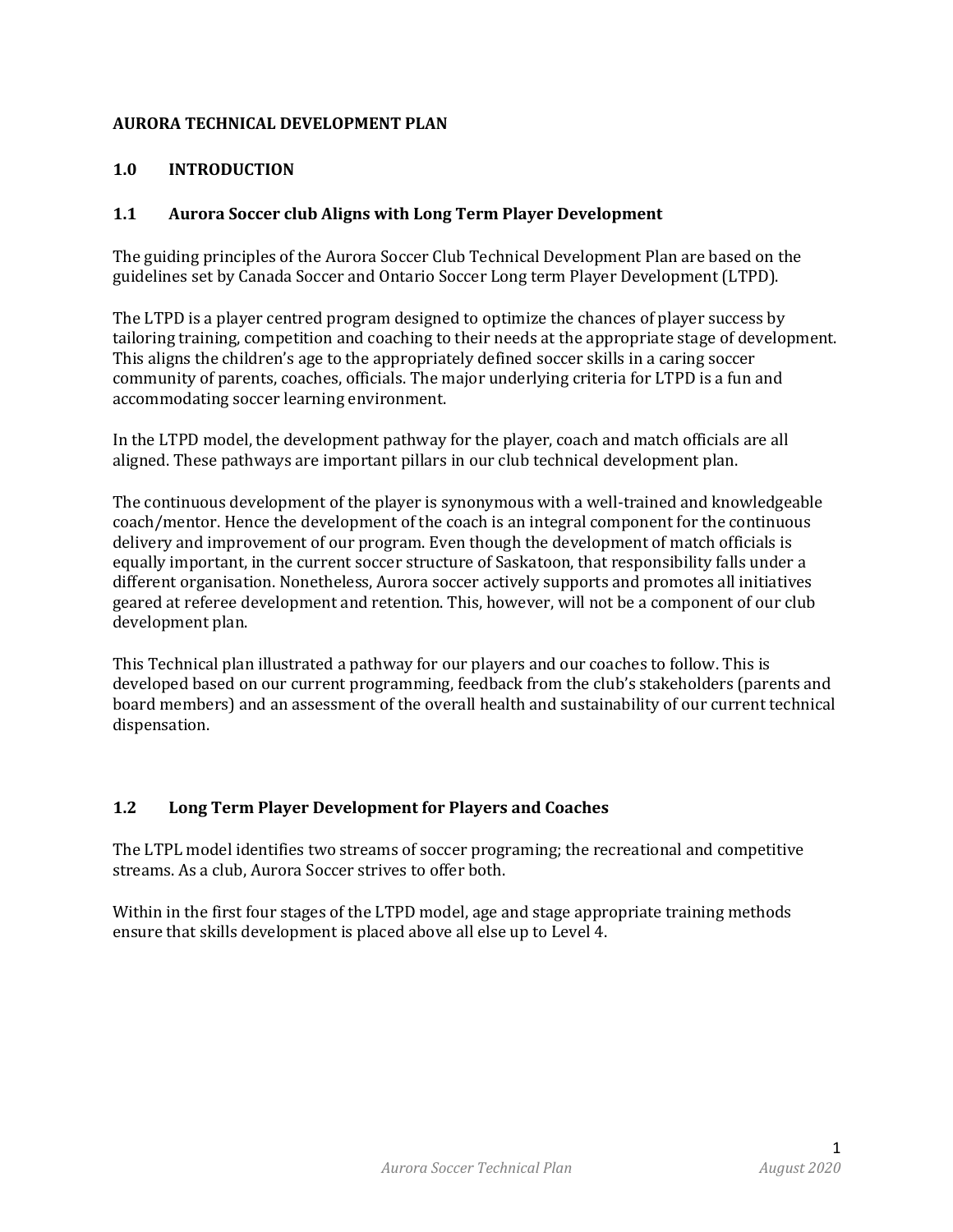# AURORA TECHNICAL DEVELOPMENT PLAN

## 1.0 INTRODUCTION

### 1.1 Aurora Soccer club Aligns with Long Term Player Development

The guiding principles of the Aurora Soccer Club Technical Development Plan are based on the guidelines set by Canada Soccer and Ontario Soccer Long term Player Development (LTPD).

The LTPD is a player centred program designed to optimize the chances of player success by tailoring training, competition and coaching to their needs at the appropriate stage of development. This aligns the children's age to the appropriately defined soccer skills in a caring soccer community of parents, coaches, officials. The major underlying criteria for LTPD is a fun and accommodating soccer learning environment.

In the LTPD model, the development pathway for the player, coach and match officials are all aligned. These pathways are important pillars in our club technical development plan.

The continuous development of the player is synonymous with a well-trained and knowledgeable coach/mentor. Hence the development of the coach is an integral component for the continuous delivery and improvement of our program. Even though the development of match officials is equally important, in the current soccer structure of Saskatoon, that responsibility falls under a different organisation. Nonetheless, Aurora soccer actively supports and promotes all initiatives geared at referee development and retention. This, however, will not be a component of our club development plan.

This Technical plan illustrated a pathway for our players and our coaches to follow. This is developed based on our current programming, feedback from the club's stakeholders (parents and board members) and an assessment of the overall health and sustainability of our current technical dispensation.

### 1.2 Long Term Player Development for Players and Coaches

The LTPL model identifies two streams of soccer programing; the recreational and competitive streams. As a club, Aurora Soccer strives to offer both.

Within in the first four stages of the LTPD model, age and stage appropriate training methods ensure that skills development is placed above all else up to Level 4.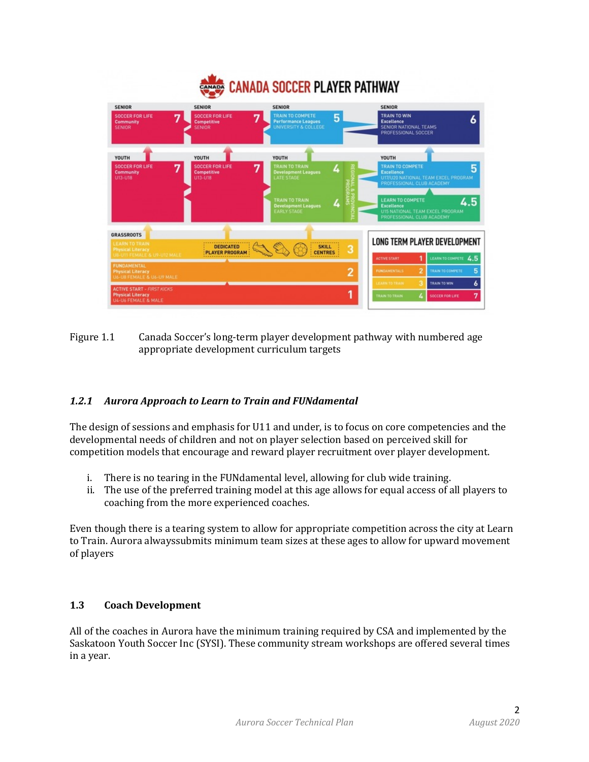CANADA SOCCER PLAYER PATHWAY

SENIOR
SOCCER FOR LIFE
Community
SENIOR
7

SENIOR
SOCCER FOR LIFE
Competitive
SENIOR
7

SENIOR
TRAIN TO COMPETE
Performance Leagues
UNIVERSITY & COLLEGE
5

SENIOR
TRAIN TO WIN
Excellence
SENIOR NATIONAL TEAMS
PROFESSIONAL SOCCER
6

YOUTH
SOCCER FOR LIFE
Community
U13-U18
7

YOUTH
SOCCER FOR LIFE
Competitive
U13-U18
7

YOUTH
TRAIN TO TRAIN
Development Leagues
LATE STAGE
4

TRAIN TO TRAIN
Development Leagues
EARLY STAGE
4

REGIONAL & PROVINCIAL PROGRAMS

YOUTH
TRAIN TO COMPETE
Excellence
U17/U20 NATIONAL TEAM EXCEL PROGRAM
PROFESSIONAL CLUB ACADEMY
5

LEARN TO COMPETE
Excellence
U15 NATIONAL TEAM EXCEL PROGRAM
PROFESSIONAL CLUB ACADEMY
4.5

GRASSROOTS
LEARN TO TRAIN
Physical Literacy
U8-U11 FEMALE & U9-U12 MALE
DEDICATED PLAYER PROGRAM
SKILL CENTRES
3

FUNDAMENTAL
Physical Literacy
U6-U8 FEMALE & U6-U9 MALE
2

ACTIVE START - FIRST KICKS
Physical Literacy
U4-U6 FEMALE & MALE
1

LONG TERM PLAYER DEVELOPMENT
ACTIVE START 1
FUNDAMENTALS 2
LEARN TO TRAIN 3
TRAIN TO TRAIN 4
LEARN TO COMPETE 4.5
TRAIN TO COMPETE 5
TRAIN TO WIN 6
SOCCER FOR LIFE 7

Figure 1.1 Canada Soccer's long-term player development pathway with numbered age appropriate development curriculum targets

### *1.2.1 Aurora Approach to Learn to Train and FUNdamental*

The design of sessions and emphasis for U11 and under, is to focus on core competencies and the developmental needs of children and not on player selection based on perceived skill for competition models that encourage and reward player recruitment over player development.

i. There is no tearing in the FUNdamental level, allowing for club wide training.
ii. The use of the preferred training model at this age allows for equal access of all players to coaching from the more experienced coaches.

Even though there is a tearing system to allow for appropriate competition across the city at Learn to Train. Aurora alwayssubmits minimum team sizes at these ages to allow for upward movement of players

## 1.3 Coach Development

All of the coaches in Aurora have the minimum training required by CSA and implemented by the Saskatoon Youth Soccer Inc (SYSI). These community stream workshops are offered several times in a year.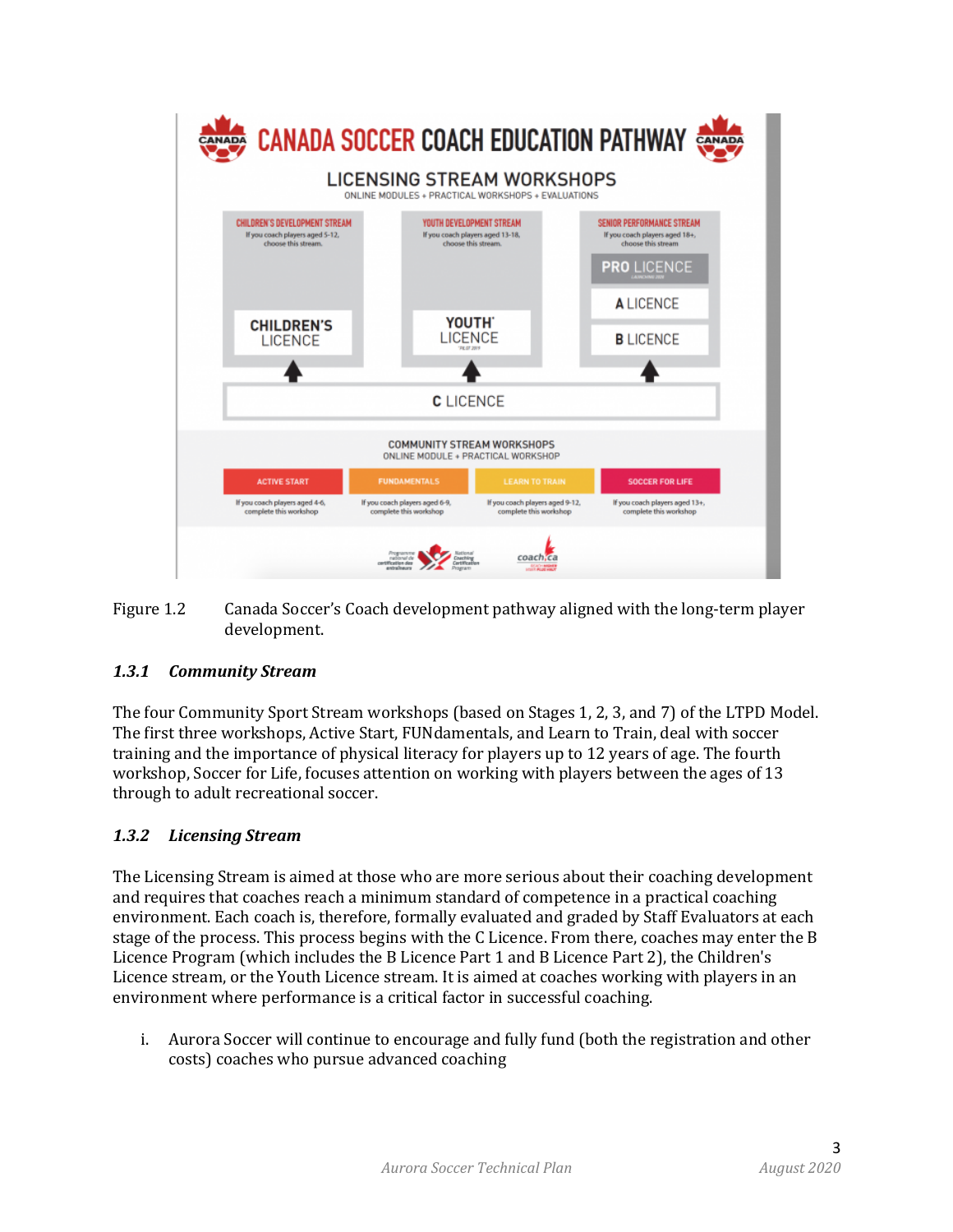CANADA SOCCER COACH EDUCATION PATHWAY

LICENSING STREAM WORKSHOPS

ONLINE MODULES + PRACTICAL WORKSHOPS + EVALUATIONS

CHILDREN'S DEVELOPMENT STREAM
If you coach players aged 5-12, choose this stream.

CHILDREN'S LICENCE

YOUTH DEVELOPMENT STREAM
If you coach players aged 13-18, choose this stream.

YOUTH LICENCE

SENIOR PERFORMANCE STREAM
If you coach players aged 18+, choose this stream

PRO LICENCE

A LICENCE

B LICENCE

C LICENCE

COMMUNITY STREAM WORKSHOPS

ONLINE MODULE + PRACTICAL WORKSHOP

ACTIVE START
If you coach players aged 4-6, complete this workshop

FUNDAMENTALS
If you coach players aged 6-9, complete this workshop

LEARN TO TRAIN
If you coach players aged 9-12, complete this workshop

SOCCER FOR LIFE
If you coach players aged 13+, complete this workshop

Figure 1.2 Canada Soccer's Coach development pathway aligned with the long-term player development.

### *1.3.1 Community Stream*

The four Community Sport Stream workshops (based on Stages 1, 2, 3, and 7) of the LTPD Model. The first three workshops, Active Start, FUNdamentals, and Learn to Train, deal with soccer training and the importance of physical literacy for players up to 12 years of age. The fourth workshop, Soccer for Life, focuses attention on working with players between the ages of 13 through to adult recreational soccer.

### *1.3.2 Licensing Stream*

The Licensing Stream is aimed at those who are more serious about their coaching development and requires that coaches reach a minimum standard of competence in a practical coaching environment. Each coach is, therefore, formally evaluated and graded by Staff Evaluators at each stage of the process. This process begins with the C Licence. From there, coaches may enter the B Licence Program (which includes the B Licence Part 1 and B Licence Part 2), the Children's Licence stream, or the Youth Licence stream. It is aimed at coaches working with players in an environment where performance is a critical factor in successful coaching.

i. Aurora Soccer will continue to encourage and fully fund (both the registration and other costs) coaches who pursue advanced coaching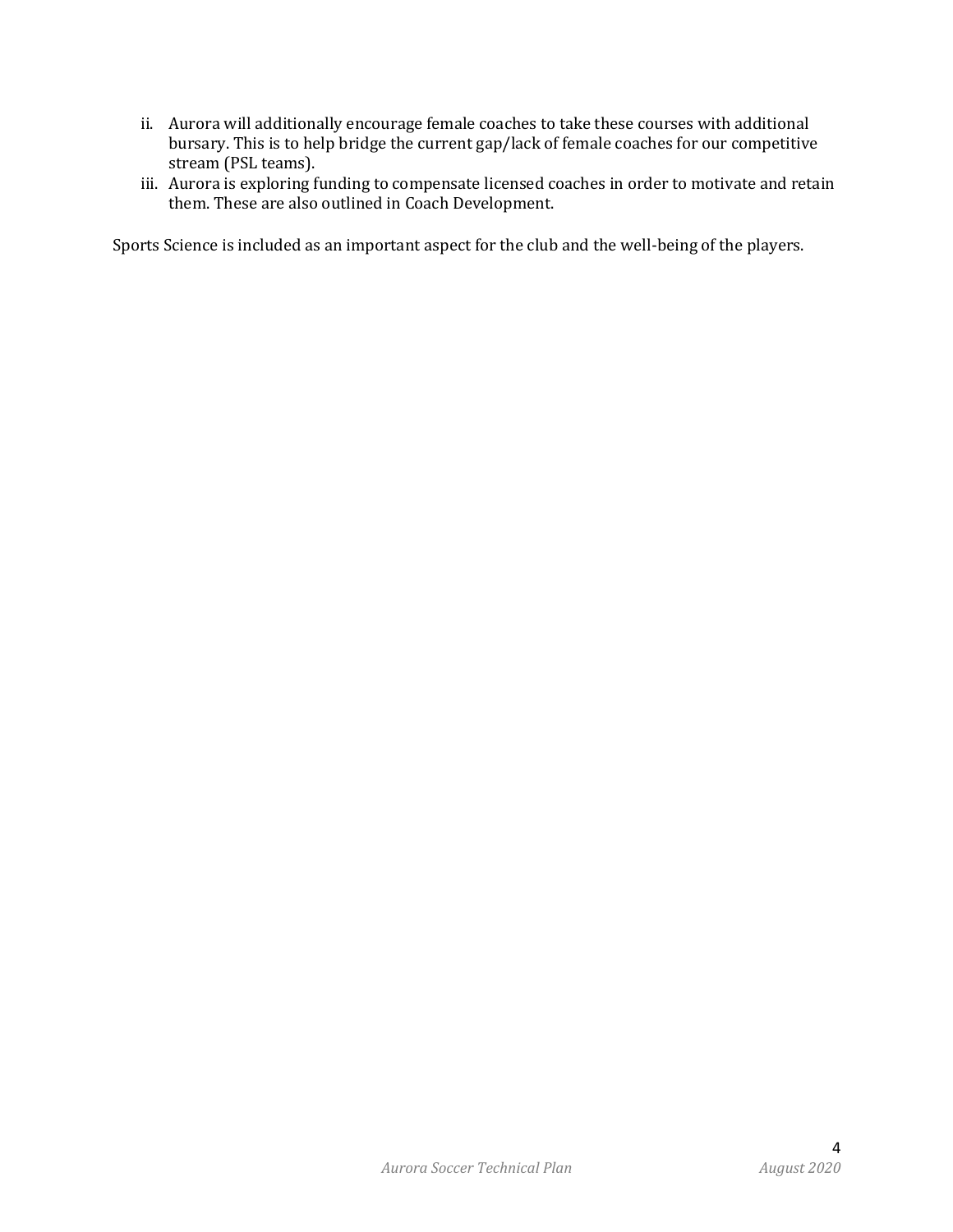ii. Aurora will additionally encourage female coaches to take these courses with additional bursary. This is to help bridge the current gap/lack of female coaches for our competitive stream (PSL teams).
iii. Aurora is exploring funding to compensate licensed coaches in order to motivate and retain them. These are also outlined in Coach Development.

Sports Science is included as an important aspect for the club and the well-being of the players.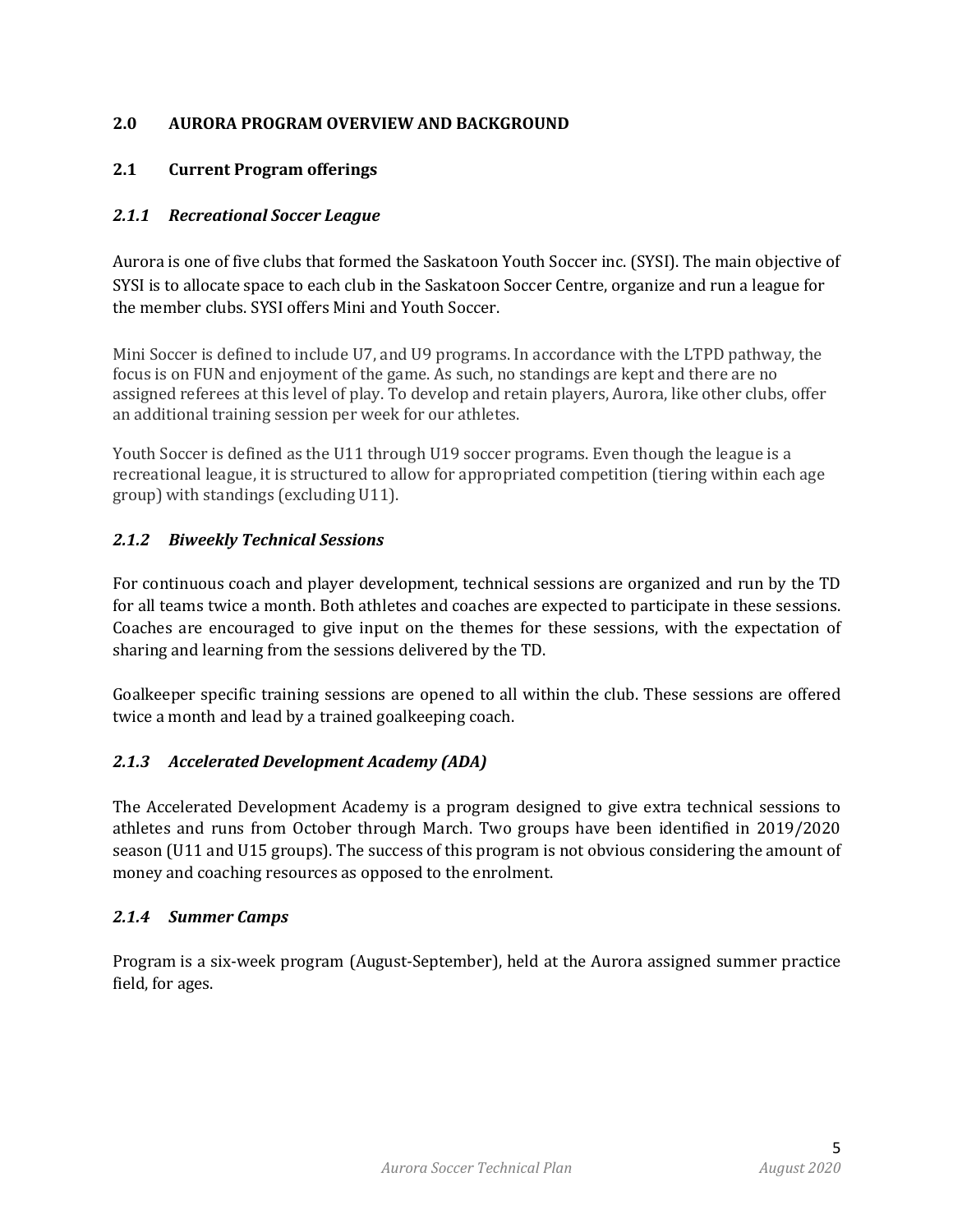## 2.0 AURORA PROGRAM OVERVIEW AND BACKGROUND

### 2.1 Current Program offerings

#### *2.1.1 Recreational Soccer League*

Aurora is one of five clubs that formed the Saskatoon Youth Soccer inc. (SYSI). The main objective of SYSI is to allocate space to each club in the Saskatoon Soccer Centre, organize and run a league for the member clubs. SYSI offers Mini and Youth Soccer.

Mini Soccer is defined to include U7, and U9 programs. In accordance with the LTPD pathway, the focus is on FUN and enjoyment of the game. As such, no standings are kept and there are no assigned referees at this level of play. To develop and retain players, Aurora, like other clubs, offer an additional training session per week for our athletes.

Youth Soccer is defined as the U11 through U19 soccer programs. Even though the league is a recreational league, it is structured to allow for appropriated competition (tiering within each age group) with standings (excluding U11).

#### *2.1.2 Biweekly Technical Sessions*

For continuous coach and player development, technical sessions are organized and run by the TD for all teams twice a month. Both athletes and coaches are expected to participate in these sessions. Coaches are encouraged to give input on the themes for these sessions, with the expectation of sharing and learning from the sessions delivered by the TD.

Goalkeeper specific training sessions are opened to all within the club. These sessions are offered twice a month and lead by a trained goalkeeping coach.

#### *2.1.3 Accelerated Development Academy (ADA)*

The Accelerated Development Academy is a program designed to give extra technical sessions to athletes and runs from October through March. Two groups have been identified in 2019/2020 season (U11 and U15 groups). The success of this program is not obvious considering the amount of money and coaching resources as opposed to the enrolment.

#### *2.1.4 Summer Camps*

Program is a six-week program (August-September), held at the Aurora assigned summer practice field, for ages.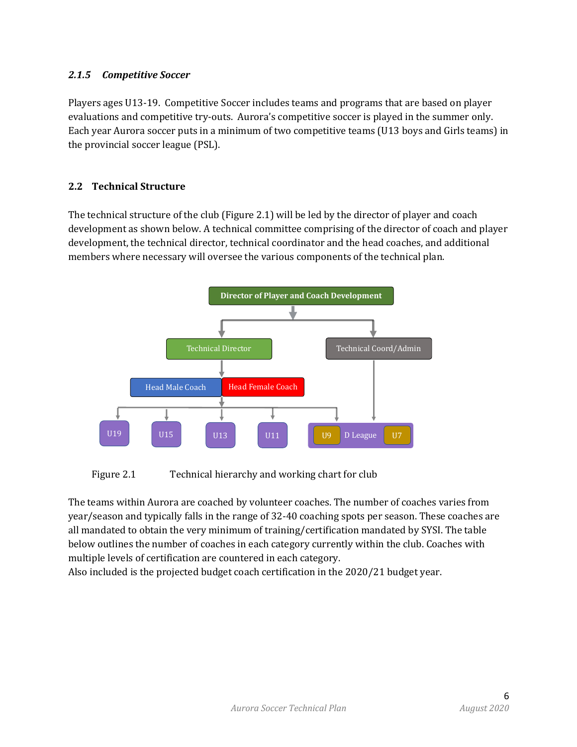#### *2.1.5 Competitive Soccer*

Players ages U13-19. Competitive Soccer includes teams and programs that are based on player evaluations and competitive try-outs. Aurora's competitive soccer is played in the summer only. Each year Aurora soccer puts in a minimum of two competitive teams (U13 boys and Girls teams) in the provincial soccer league (PSL).

### 2.2 Technical Structure

The technical structure of the club (Figure 2.1) will be led by the director of player and coach development as shown below. A technical committee comprising of the director of coach and player development, the technical director, technical coordinator and the head coaches, and additional members where necessary will oversee the various components of the technical plan.

Director of Player and Coach Development

Technical Director

Technical Coord/Admin

Head Male Coach

Head Female Coach

U19

U15

U13

U11

U9

D League

U7

Figure 2.1 Technical hierarchy and working chart for club

The teams within Aurora are coached by volunteer coaches. The number of coaches varies from year/season and typically falls in the range of 32-40 coaching spots per season. These coaches are all mandated to obtain the very minimum of training/certification mandated by SYSI. The table below outlines the number of coaches in each category currently within the club. Coaches with multiple levels of certification are countered in each category.
Also included is the projected budget coach certification in the 2020/21 budget year.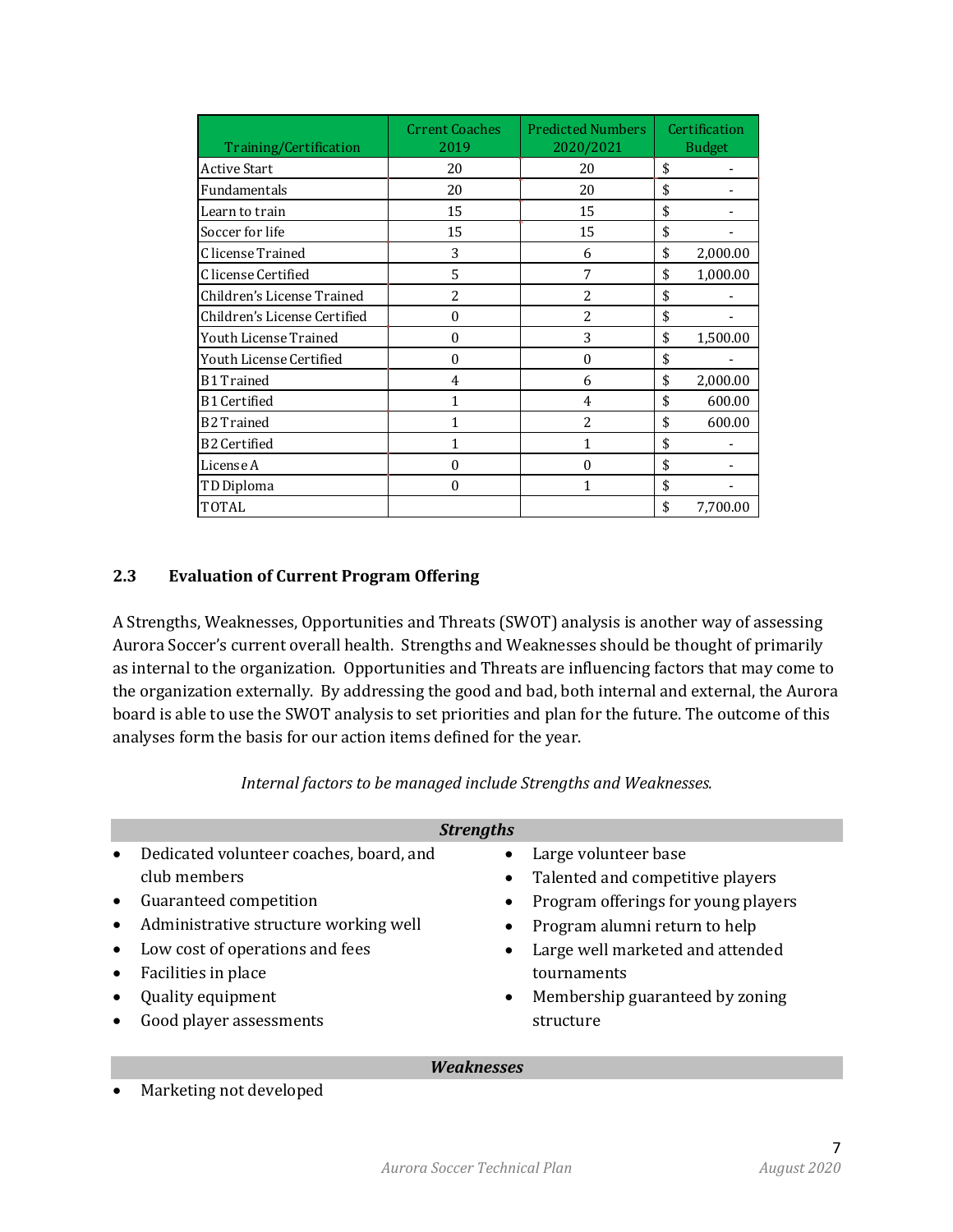| Training/Certification | Crrent Coaches 2019 | Predicted Numbers 2020/2021 | Certification Budget |
|---|---|---|---|
| Active Start | 20 | 20 | $ - |
| Fundamentals | 20 | 20 | $ - |
| Learn to train | 15 | 15 | $ - |
| Soccer for life | 15 | 15 | $ - |
| C license Trained | 3 | 6 | $ 2,000.00 |
| C license Certified | 5 | 7 | $ 1,000.00 |
| Children's License Trained | 2 | 2 | $ - |
| Children's License Certified | 0 | 2 | $ - |
| Youth License Trained | 0 | 3 | $ 1,500.00 |
| Youth License Certified | 0 | 0 | $ - |
| B1 Trained | 4 | 6 | $ 2,000.00 |
| B1 Certified | 1 | 4 | $ 600.00 |
| B2 Trained | 1 | 2 | $ 600.00 |
| B2 Certified | 1 | 1 | $ - |
| License A | 0 | 0 | $ - |
| TD Diploma | 0 | 1 | $ - |
| TOTAL | | | $ 7,700.00 |

## 2.3 Evaluation of Current Program Offering

A Strengths, Weaknesses, Opportunities and Threats (SWOT) analysis is another way of assessing Aurora Soccer's current overall health. Strengths and Weaknesses should be thought of primarily as internal to the organization. Opportunities and Threats are influencing factors that may come to the organization externally. By addressing the good and bad, both internal and external, the Aurora board is able to use the SWOT analysis to set priorities and plan for the future. The outcome of this analyses form the basis for our action items defined for the year.

*Internal factors to be managed include Strengths and Weaknesses.*

***Strengths***

- Dedicated volunteer coaches, board, and club members
- Guaranteed competition
- Administrative structure working well
- Low cost of operations and fees
- Facilities in place
- Quality equipment
- Good player assessments
- Large volunteer base
- Talented and competitive players
- Program offerings for young players
- Program alumni return to help
- Large well marketed and attended tournaments
- Membership guaranteed by zoning structure

***Weaknesses***

- Marketing not developed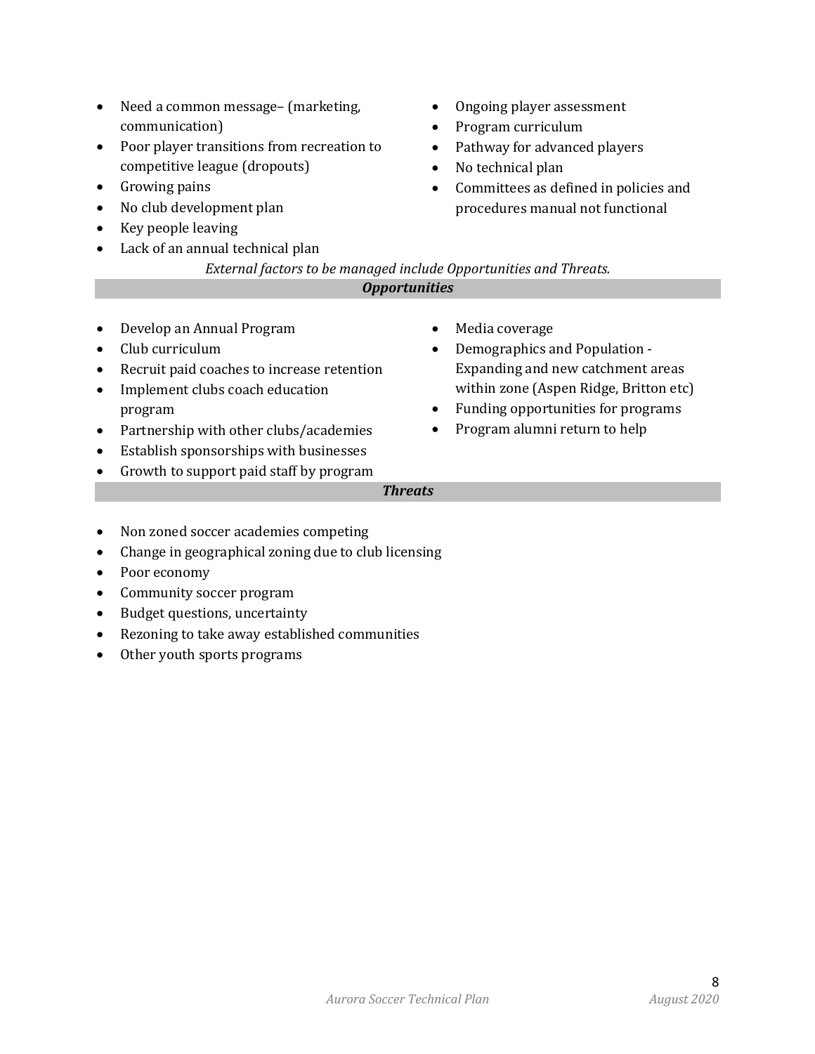- Need a common message– (marketing, communication)
- Poor player transitions from recreation to competitive league (dropouts)
- Growing pains
- No club development plan
- Key people leaving
- Lack of an annual technical plan
- Ongoing player assessment
- Program curriculum
- Pathway for advanced players
- No technical plan
- Committees as defined in policies and procedures manual not functional

*External factors to be managed include Opportunities and Threats.*

### *Opportunities*

- Develop an Annual Program
- Club curriculum
- Recruit paid coaches to increase retention
- Implement clubs coach education program
- Partnership with other clubs/academies
- Establish sponsorships with businesses
- Growth to support paid staff by program
- Media coverage
- Demographics and Population - Expanding and new catchment areas within zone (Aspen Ridge, Britton etc)
- Funding opportunities for programs
- Program alumni return to help

### *Threats*

- Non zoned soccer academies competing
- Change in geographical zoning due to club licensing
- Poor economy
- Community soccer program
- Budget questions, uncertainty
- Rezoning to take away established communities
- Other youth sports programs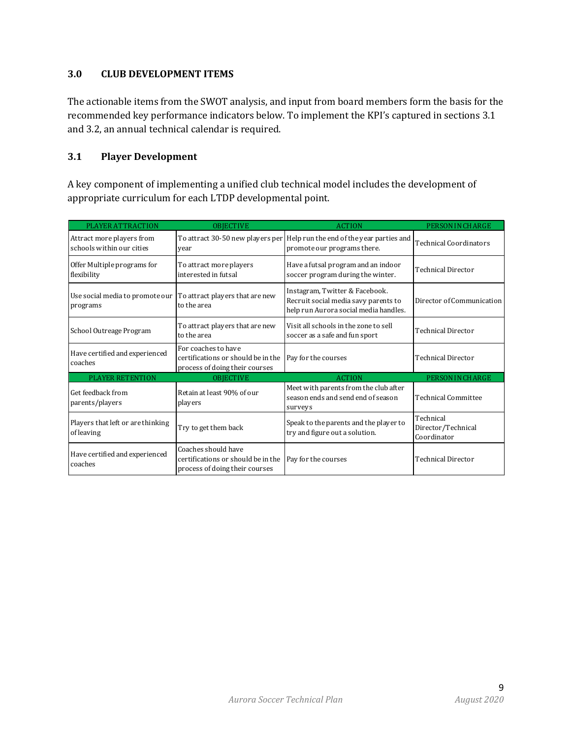### 3.0 CLUB DEVELOPMENT ITEMS

The actionable items from the SWOT analysis, and input from board members form the basis for the recommended key performance indicators below. To implement the KPI's captured in sections 3.1 and 3.2, an annual technical calendar is required.

### 3.1 Player Development

A key component of implementing a unified club technical model includes the development of appropriate curriculum for each LTDP developmental point.

| PLAYER ATTRACTION | OBJECTIVE | ACTION | PERSON IN CHARGE |
|---|---|---|---|
| Attract more players from schools within our cities | To attract 30-50 new players per year | Help run the end of the year parties and promote our programs there. | Technical Coordinators |
| Offer Multiple programs for flexibility | To attract more players interested in futsal | Have a futsal program and an indoor soccer program during the winter. | Technical Director |
| Use social media to promote our programs | To attract players that are new to the area | Instagram, Twitter & Facebook. Recruit social media savy parents to help run Aurora social media handles. | Director of Communication |
| School Outreage Program | To attract players that are new to the area | Visit all schools in the zone to sell soccer as a safe and fun sport | Technical Director |
| Have certified and experienced coaches | For coaches to have certifications or should be in the process of doing their courses | Pay for the courses | Technical Director |
| **PLAYER RETENTION** | **OBJECTIVE** | **ACTION** | **PERSON IN CHARGE** |
| Get feedback from parents/players | Retain at least 90% of our players | Meet with parents from the club after season ends and send end of season surveys | Technical Committee |
| Players that left or are thinking of leaving | Try to get them back | Speak to the parents and the player to try and figure out a solution. | Technical Director/Technical Coordinator |
| Have certified and experienced coaches | Coaches should have certifications or should be in the process of doing their courses | Pay for the courses | Technical Director |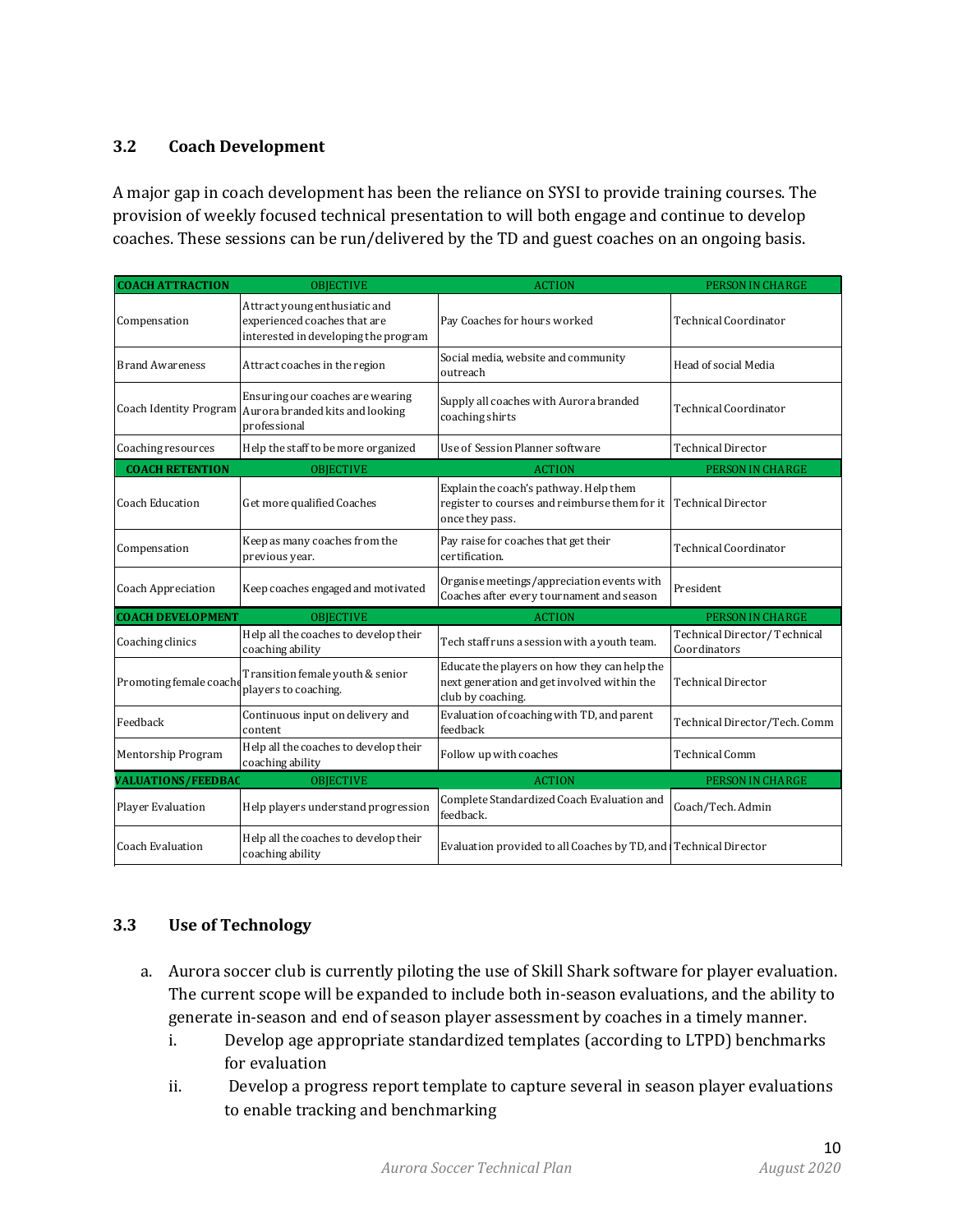### 3.2 Coach Development

A major gap in coach development has been the reliance on SYSI to provide training courses. The provision of weekly focused technical presentation to will both engage and continue to develop coaches. These sessions can be run/delivered by the TD and guest coaches on an ongoing basis.

| COACH ATTRACTION | OBJECTIVE | ACTION | PERSON IN CHARGE |
|---|---|---|---|
| Compensation | Attract young enthusiatic and experienced coaches that are interested in developing the program | Pay Coaches for hours worked | Technical Coordinator |
| Brand Awareness | Attract coaches in the region | Social media, website and community outreach | Head of social Media |
| Coach Identity Program | Ensuring our coaches are wearing Aurora branded kits and looking professional | Supply all coaches with Aurora branded coaching shirts | Technical Coordinator |
| Coaching resources | Help the staff to be more organized | Use of Session Planner software | Technical Director |
| **COACH RETENTION** | **OBJECTIVE** | **ACTION** | **PERSON IN CHARGE** |
| Coach Education | Get more qualified Coaches | Explain the coach's pathway. Help them register to courses and reimburse them for it once they pass. | Technical Director |
| Compensation | Keep as many coaches from the previous year. | Pay raise for coaches that get their certification. | Technical Coordinator |
| Coach Appreciation | Keep coaches engaged and motivated | Organise meetings/appreciation events with Coaches after every tournament and season | President |
| **COACH DEVELOPMENT** | **OBJECTIVE** | **ACTION** | **PERSON IN CHARGE** |
| Coaching clinics | Help all the coaches to develop their coaching ability | Tech staff runs a session with a youth team. | Technical Director/ Technical Coordinators |
| Promoting female coache | Transition female youth & senior players to coaching. | Educate the players on how they can help the next generation and get involved within the club by coaching. | Technical Director |
| Feedback | Continuous input on delivery and content | Evaluation of coaching with TD, and parent feedback | Technical Director/Tech. Comm |
| Mentorship Program | Help all the coaches to develop their coaching ability | Follow up with coaches | Technical Comm |
| **VALUATIONS/FEEDBAC** | **OBJECTIVE** | **ACTION** | **PERSON IN CHARGE** |
| Player Evaluation | Help players understand progression | Complete Standardized Coach Evaluation and feedback. | Coach/Tech. Admin |
| Coach Evaluation | Help all the coaches to develop their coaching ability | Evaluation provided to all Coaches by TD, and | Technical Director |

### 3.3 Use of Technology

a. Aurora soccer club is currently piloting the use of Skill Shark software for player evaluation. The current scope will be expanded to include both in-season evaluations, and the ability to generate in-season and end of season player assessment by coaches in a timely manner.
   i. Develop age appropriate standardized templates (according to LTPD) benchmarks for evaluation
   ii. Develop a progress report template to capture several in season player evaluations to enable tracking and benchmarking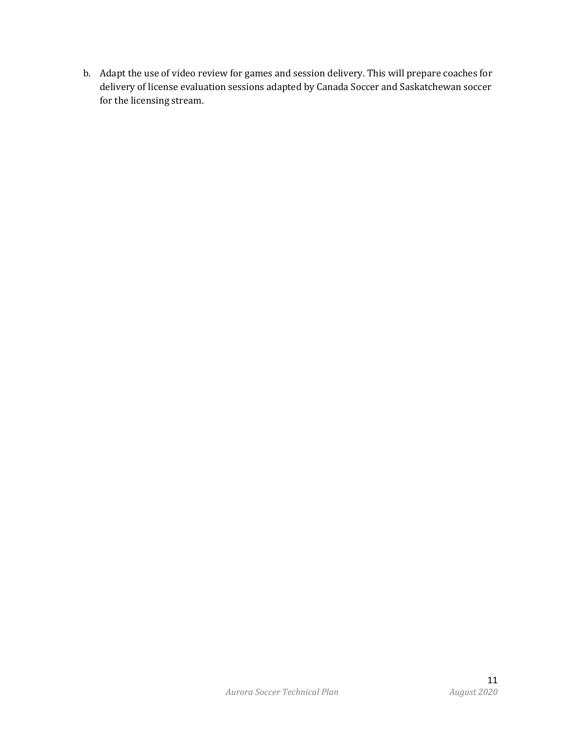b. Adapt the use of video review for games and session delivery. This will prepare coaches for delivery of license evaluation sessions adapted by Canada Soccer and Saskatchewan soccer for the licensing stream.